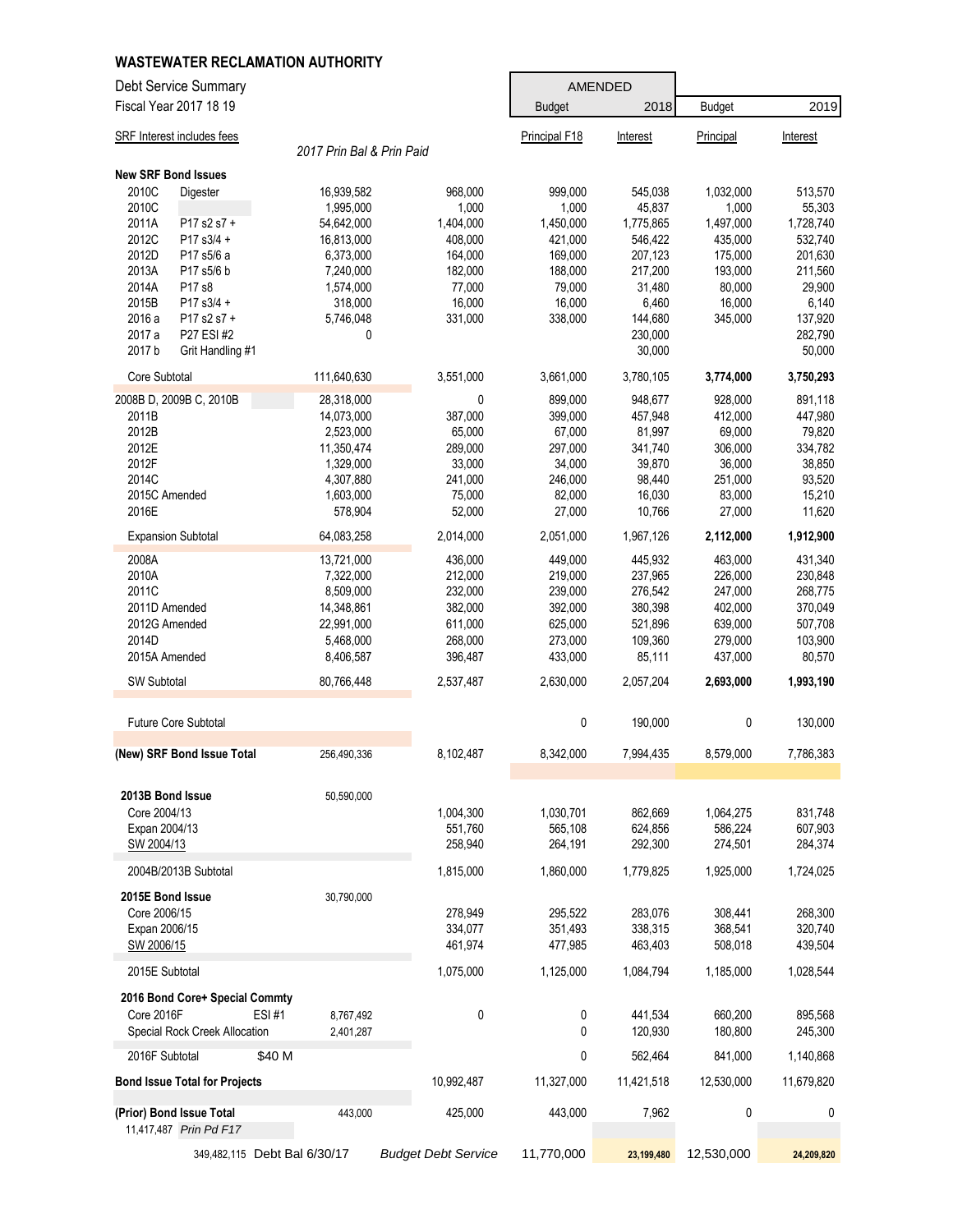# WASTEWATER RECLAMATION AUTHORITY

Debt Service Summary
Fiscal Year 2017 18 19

| SRF Interest includes fees | | 2017 Prin Bal & Prin Paid | | AMENDED Budget 2018 Principal F18 | Interest | Budget 2019 Principal | Interest |
|---|---|---|---|---|---|---|---|
| **New SRF Bond Issues** | | | | | | | |
| 2010C | Digester | 16,939,582 | 968,000 | 999,000 | 545,038 | 1,032,000 | 513,570 |
| 2010C | | 1,995,000 | 1,000 | 1,000 | 45,837 | 1,000 | 55,303 |
| 2011A | P17 s2 s7 + | 54,642,000 | 1,404,000 | 1,450,000 | 1,775,865 | 1,497,000 | 1,728,740 |
| 2012C | P17 s3/4 + | 16,813,000 | 408,000 | 421,000 | 546,422 | 435,000 | 532,740 |
| 2012D | P17 s5/6 a | 6,373,000 | 164,000 | 169,000 | 207,123 | 175,000 | 201,630 |
| 2013A | P17 s5/6 b | 7,240,000 | 182,000 | 188,000 | 217,200 | 193,000 | 211,560 |
| 2014A | P17 s8 | 1,574,000 | 77,000 | 79,000 | 31,480 | 80,000 | 29,900 |
| 2015B | P17 s3/4 + | 318,000 | 16,000 | 16,000 | 6,460 | 16,000 | 6,140 |
| 2016 a | P17 s2 s7 + | 5,746,048 | 331,000 | 338,000 | 144,680 | 345,000 | 137,920 |
| 2017 a | P27 ESI #2 | 0 | | | 230,000 | | 282,790 |
| 2017 b | Grit Handling #1 | | | | 30,000 | | 50,000 |
| Core Subtotal | | 111,640,630 | 3,551,000 | 3,661,000 | 3,780,105 | **3,774,000** | **3,750,293** |
| 2008B D, 2009B C, 2010B | | 28,318,000 | 0 | 899,000 | 948,677 | 928,000 | 891,118 |
| 2011B | | 14,073,000 | 387,000 | 399,000 | 457,948 | 412,000 | 447,980 |
| 2012B | | 2,523,000 | 65,000 | 67,000 | 81,997 | 69,000 | 79,820 |
| 2012E | | 11,350,474 | 289,000 | 297,000 | 341,740 | 306,000 | 334,782 |
| 2012F | | 1,329,000 | 33,000 | 34,000 | 39,870 | 36,000 | 38,850 |
| 2014C | | 4,307,880 | 241,000 | 246,000 | 98,440 | 251,000 | 93,520 |
| 2015C Amended | | 1,603,000 | 75,000 | 82,000 | 16,030 | 83,000 | 15,210 |
| 2016E | | 578,904 | 52,000 | 27,000 | 10,766 | 27,000 | 11,620 |
| Expansion Subtotal | | 64,083,258 | 2,014,000 | 2,051,000 | 1,967,126 | **2,112,000** | **1,912,900** |
| 2008A | | 13,721,000 | 436,000 | 449,000 | 445,932 | 463,000 | 431,340 |
| 2010A | | 7,322,000 | 212,000 | 219,000 | 237,965 | 226,000 | 230,848 |
| 2011C | | 8,509,000 | 232,000 | 239,000 | 276,542 | 247,000 | 268,775 |
| 2011D Amended | | 14,348,861 | 382,000 | 392,000 | 380,398 | 402,000 | 370,049 |
| 2012G Amended | | 22,991,000 | 611,000 | 625,000 | 521,896 | 639,000 | 507,708 |
| 2014D | | 5,468,000 | 268,000 | 273,000 | 109,360 | 279,000 | 103,900 |
| 2015A Amended | | 8,406,587 | 396,487 | 433,000 | 85,111 | 437,000 | 80,570 |
| SW Subtotal | | 80,766,448 | 2,537,487 | 2,630,000 | 2,057,204 | **2,693,000** | **1,993,190** |
| Future Core Subtotal | | | | 0 | 190,000 | 0 | 130,000 |
| **(New) SRF Bond Issue Total** | | 256,490,336 | 8,102,487 | 8,342,000 | 7,994,435 | 8,579,000 | 7,786,383 |
| **2013B Bond Issue** | | 50,590,000 | | | | | |
| Core 2004/13 | | | 1,004,300 | 1,030,701 | 862,669 | 1,064,275 | 831,748 |
| Expan 2004/13 | | | 551,760 | 565,108 | 624,856 | 586,224 | 607,903 |
| SW 2004/13 | | | 258,940 | 264,191 | 292,300 | 274,501 | 284,374 |
| 2004B/2013B Subtotal | | | 1,815,000 | 1,860,000 | 1,779,825 | 1,925,000 | 1,724,025 |
| **2015E Bond Issue** | | 30,790,000 | | | | | |
| Core 2006/15 | | | 278,949 | 295,522 | 283,076 | 308,441 | 268,300 |
| Expan 2006/15 | | | 334,077 | 351,493 | 338,315 | 368,541 | 320,740 |
| SW 2006/15 | | | 461,974 | 477,985 | 463,403 | 508,018 | 439,504 |
| 2015E Subtotal | | | 1,075,000 | 1,125,000 | 1,084,794 | 1,185,000 | 1,028,544 |
| **2016 Bond Core+ Special Commty** | | | | | | | |
| Core 2016F | ESI #1 | 8,767,492 | 0 | 0 | 441,534 | 660,200 | 895,568 |
| Special Rock Creek Allocation | | 2,401,287 | | 0 | 120,930 | 180,800 | 245,300 |
| 2016F Subtotal | $40 M | | | 0 | 562,464 | 841,000 | 1,140,868 |
| **Bond Issue Total for Projects** | | | 10,992,487 | 11,327,000 | 11,421,518 | 12,530,000 | 11,679,820 |
| **(Prior) Bond Issue Total** | | 443,000 | 425,000 | 443,000 | 7,962 | 0 | 0 |
| 11,417,487 *Prin Pd F17* | | | | | | | |
| 349,482,115 Debt Bal 6/30/17 | | | *Budget Debt Service* | 11,770,000 | **23,199,480** | 12,530,000 | **24,209,820** |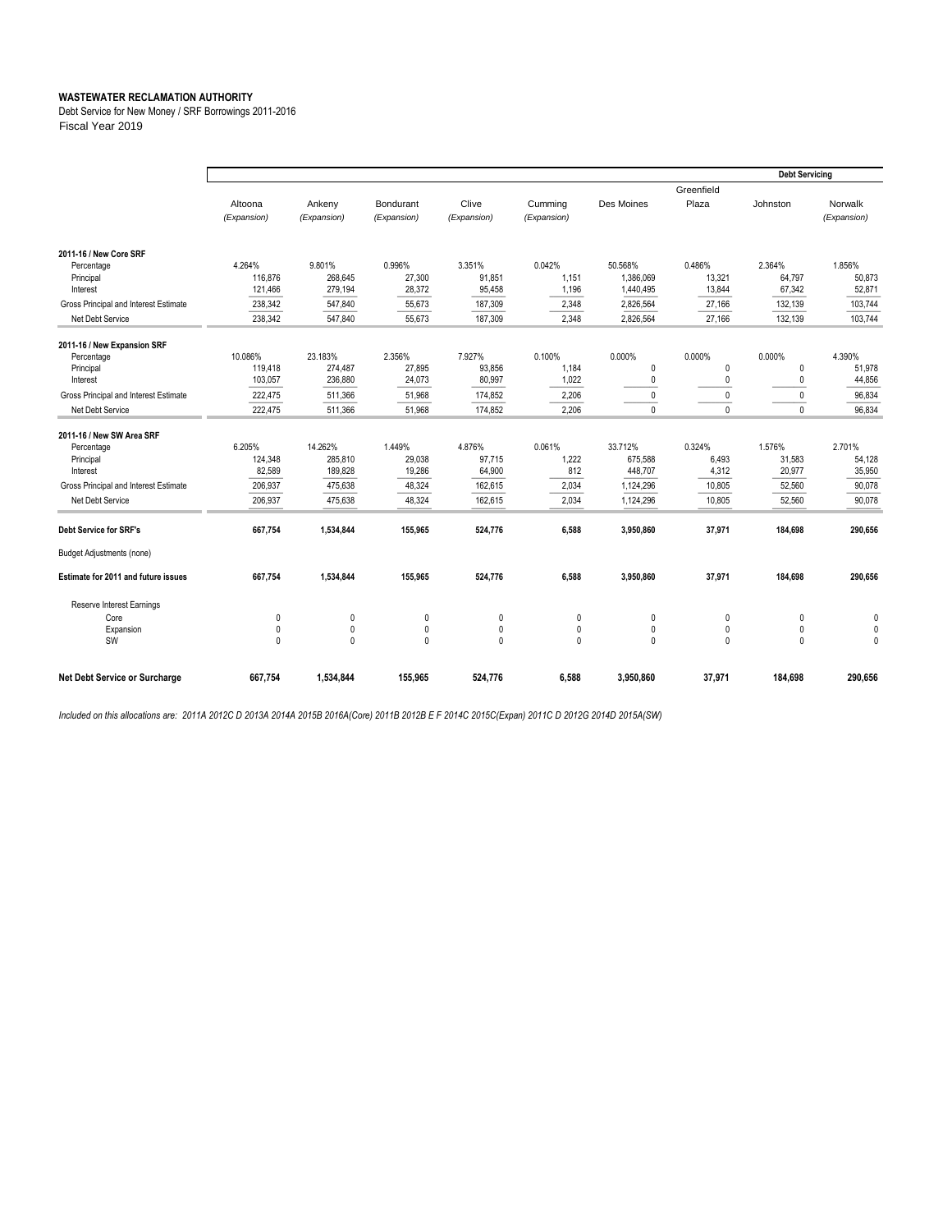**WASTEWATER RECLAMATION AUTHORITY**

Debt Service for New Money / SRF Borrowings 2011-2016

Fiscal Year 2019

| | Altoona *(Expansion)* | Ankeny *(Expansion)* | Bondurant *(Expansion)* | Clive *(Expansion)* | Cumming *(Expansion)* | Des Moines | Greenfield Plaza | Johnston | Norwalk *(Expansion)* |
|---|---|---|---|---|---|---|---|---|---|
| | | | | | | | | **Debt Servicing** | |
| **2011-16 / New Core SRF** | | | | | | | | | |
| Percentage | 4.264% | 9.801% | 0.996% | 3.351% | 0.042% | 50.568% | 0.486% | 2.364% | 1.856% |
| Principal | 116,876 | 268,645 | 27,300 | 91,851 | 1,151 | 1,386,069 | 13,321 | 64,797 | 50,873 |
| Interest | 121,466 | 279,194 | 28,372 | 95,458 | 1,196 | 1,440,495 | 13,844 | 67,342 | 52,871 |
| Gross Principal and Interest Estimate | 238,342 | 547,840 | 55,673 | 187,309 | 2,348 | 2,826,564 | 27,166 | 132,139 | 103,744 |
| Net Debt Service | 238,342 | 547,840 | 55,673 | 187,309 | 2,348 | 2,826,564 | 27,166 | 132,139 | 103,744 |
| **2011-16 / New Expansion SRF** | | | | | | | | | |
| Percentage | 10.086% | 23.183% | 2.356% | 7.927% | 0.100% | 0.000% | 0.000% | 0.000% | 4.390% |
| Principal | 119,418 | 274,487 | 27,895 | 93,856 | 1,184 | 0 | 0 | 0 | 51,978 |
| Interest | 103,057 | 236,880 | 24,073 | 80,997 | 1,022 | 0 | 0 | 0 | 44,856 |
| Gross Principal and Interest Estimate | 222,475 | 511,366 | 51,968 | 174,852 | 2,206 | 0 | 0 | 0 | 96,834 |
| Net Debt Service | 222,475 | 511,366 | 51,968 | 174,852 | 2,206 | 0 | 0 | 0 | 96,834 |
| **2011-16 / New SW Area SRF** | | | | | | | | | |
| Percentage | 6.205% | 14.262% | 1.449% | 4.876% | 0.061% | 33.712% | 0.324% | 1.576% | 2.701% |
| Principal | 124,348 | 285,810 | 29,038 | 97,715 | 1,222 | 675,588 | 6,493 | 31,583 | 54,128 |
| Interest | 82,589 | 189,828 | 19,286 | 64,900 | 812 | 448,707 | 4,312 | 20,977 | 35,950 |
| Gross Principal and Interest Estimate | 206,937 | 475,638 | 48,324 | 162,615 | 2,034 | 1,124,296 | 10,805 | 52,560 | 90,078 |
| Net Debt Service | 206,937 | 475,638 | 48,324 | 162,615 | 2,034 | 1,124,296 | 10,805 | 52,560 | 90,078 |
| **Debt Service for SRF's** | **667,754** | **1,534,844** | **155,965** | **524,776** | **6,588** | **3,950,860** | **37,971** | **184,698** | **290,656** |
| Budget Adjustments (none) | | | | | | | | | |
| **Estimate for 2011 and future issues** | **667,754** | **1,534,844** | **155,965** | **524,776** | **6,588** | **3,950,860** | **37,971** | **184,698** | **290,656** |
| Reserve Interest Earnings | | | | | | | | | |
| Core | 0 | 0 | 0 | 0 | 0 | 0 | 0 | 0 | 0 |
| Expansion | 0 | 0 | 0 | 0 | 0 | 0 | 0 | 0 | 0 |
| SW | 0 | 0 | 0 | 0 | 0 | 0 | 0 | 0 | 0 |
| **Net Debt Service or Surcharge** | **667,754** | **1,534,844** | **155,965** | **524,776** | **6,588** | **3,950,860** | **37,971** | **184,698** | **290,656** |

*Included on this allocations are: 2011A 2012C D 2013A 2014A 2015B 2016A(Core) 2011B 2012B E F 2014C 2015C(Expan) 2011C D 2012G 2014D 2015A(SW)*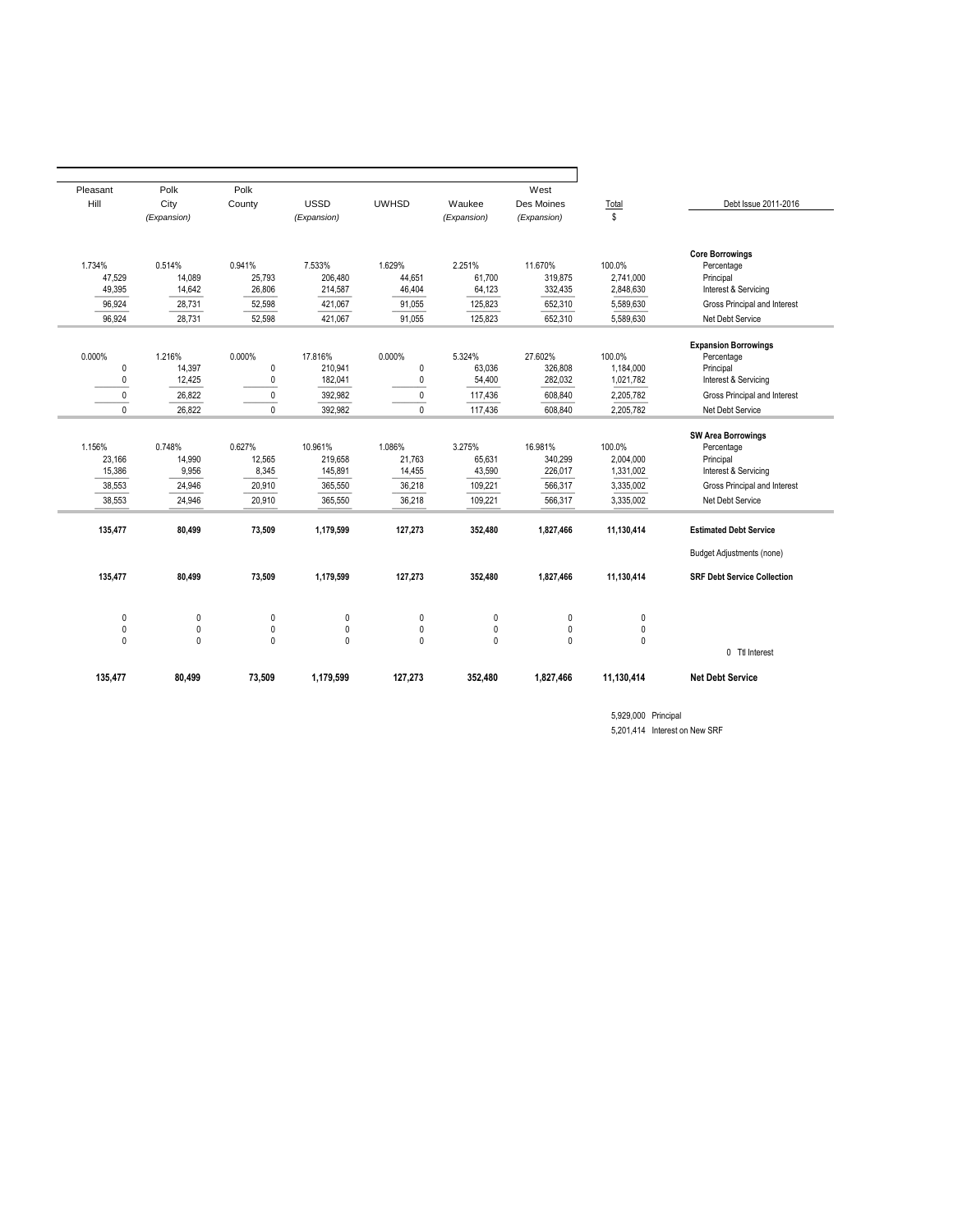| Pleasant Hill | Polk City (Expansion) | Polk County | USSD (Expansion) | UWHSD | Waukee (Expansion) | West Des Moines (Expansion) | Total $ | Debt Issue 2011-2016 |
|---|---|---|---|---|---|---|---|---|
| | | | | | | | | **Core Borrowings** |
| 1.734% | 0.514% | 0.941% | 7.533% | 1.629% | 2.251% | 11.670% | 100.0% | Percentage |
| 47,529 | 14,089 | 25,793 | 206,480 | 44,651 | 61,700 | 319,875 | 2,741,000 | Principal |
| 49,395 | 14,642 | 26,806 | 214,587 | 46,404 | 64,123 | 332,435 | 2,848,630 | Interest & Servicing |
| 96,924 | 28,731 | 52,598 | 421,067 | 91,055 | 125,823 | 652,310 | 5,589,630 | Gross Principal and Interest |
| 96,924 | 28,731 | 52,598 | 421,067 | 91,055 | 125,823 | 652,310 | 5,589,630 | Net Debt Service |
| | | | | | | | | **Expansion Borrowings** |
| 0.000% | 1.216% | 0.000% | 17.816% | 0.000% | 5.324% | 27.602% | 100.0% | Percentage |
| 0 | 14,397 | 0 | 210,941 | 0 | 63,036 | 326,808 | 1,184,000 | Principal |
| 0 | 12,425 | 0 | 182,041 | 0 | 54,400 | 282,032 | 1,021,782 | Interest & Servicing |
| 0 | 26,822 | 0 | 392,982 | 0 | 117,436 | 608,840 | 2,205,782 | Gross Principal and Interest |
| 0 | 26,822 | 0 | 392,982 | 0 | 117,436 | 608,840 | 2,205,782 | Net Debt Service |
| | | | | | | | | **SW Area Borrowings** |
| 1.156% | 0.748% | 0.627% | 10.961% | 1.086% | 3.275% | 16.981% | 100.0% | Percentage |
| 23,166 | 14,990 | 12,565 | 219,658 | 21,763 | 65,631 | 340,299 | 2,004,000 | Principal |
| 15,386 | 9,956 | 8,345 | 145,891 | 14,455 | 43,590 | 226,017 | 1,331,002 | Interest & Servicing |
| 38,553 | 24,946 | 20,910 | 365,550 | 36,218 | 109,221 | 566,317 | 3,335,002 | Gross Principal and Interest |
| 38,553 | 24,946 | 20,910 | 365,550 | 36,218 | 109,221 | 566,317 | 3,335,002 | Net Debt Service |
| **135,477** | **80,499** | **73,509** | **1,179,599** | **127,273** | **352,480** | **1,827,466** | **11,130,414** | **Estimated Debt Service** |
| | | | | | | | | Budget Adjustments (none) |
| **135,477** | **80,499** | **73,509** | **1,179,599** | **127,273** | **352,480** | **1,827,466** | **11,130,414** | **SRF Debt Service Collection** |
| 0 | 0 | 0 | 0 | 0 | 0 | 0 | 0 | |
| 0 | 0 | 0 | 0 | 0 | 0 | 0 | 0 | |
| 0 | 0 | 0 | 0 | 0 | 0 | 0 | 0 | |
| | | | | | | | | 0 Ttl Interest |
| **135,477** | **80,499** | **73,509** | **1,179,599** | **127,273** | **352,480** | **1,827,466** | **11,130,414** | **Net Debt Service** |

5,929,000 Principal

5,201,414 Interest on New SRF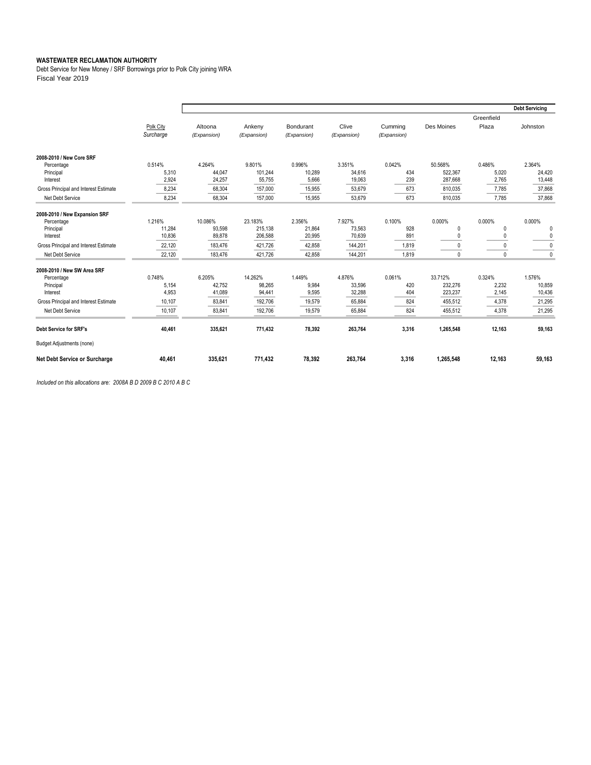**WASTEWATER RECLAMATION AUTHORITY**

Debt Service for New Money / SRF Borrowings prior to Polk City joining WRA

Fiscal Year 2019

| | Polk City *Surcharge* | Altoona *(Expansion)* | Ankeny *(Expansion)* | Bondurant *(Expansion)* | Clive *(Expansion)* | Cumming *(Expansion)* | Des Moines | Greenfield Plaza | Johnston |
|---|---|---|---|---|---|---|---|---|---|
| | | **Debt Servicing** | | | | | | | |
| **2008-2010 / New Core SRF** | | | | | | | | | |
| Percentage | 0.514% | 4.264% | 9.801% | 0.996% | 3.351% | 0.042% | 50.568% | 0.486% | 2.364% |
| Principal | 5,310 | 44,047 | 101,244 | 10,289 | 34,616 | 434 | 522,367 | 5,020 | 24,420 |
| Interest | 2,924 | 24,257 | 55,755 | 5,666 | 19,063 | 239 | 287,668 | 2,765 | 13,448 |
| Gross Principal and Interest Estimate | 8,234 | 68,304 | 157,000 | 15,955 | 53,679 | 673 | 810,035 | 7,785 | 37,868 |
| Net Debt Service | 8,234 | 68,304 | 157,000 | 15,955 | 53,679 | 673 | 810,035 | 7,785 | 37,868 |
| **2008-2010 / New Expansion SRF** | | | | | | | | | |
| Percentage | 1.216% | 10.086% | 23.183% | 2.356% | 7.927% | 0.100% | 0.000% | 0.000% | 0.000% |
| Principal | 11,284 | 93,598 | 215,138 | 21,864 | 73,563 | 928 | 0 | 0 | 0 |
| Interest | 10,836 | 89,878 | 206,588 | 20,995 | 70,639 | 891 | 0 | 0 | 0 |
| Gross Principal and Interest Estimate | 22,120 | 183,476 | 421,726 | 42,858 | 144,201 | 1,819 | 0 | 0 | 0 |
| Net Debt Service | 22,120 | 183,476 | 421,726 | 42,858 | 144,201 | 1,819 | 0 | 0 | 0 |
| **2008-2010 / New SW Area SRF** | | | | | | | | | |
| Percentage | 0.748% | 6.205% | 14.262% | 1.449% | 4.876% | 0.061% | 33.712% | 0.324% | 1.576% |
| Principal | 5,154 | 42,752 | 98,265 | 9,984 | 33,596 | 420 | 232,276 | 2,232 | 10,859 |
| Interest | 4,953 | 41,089 | 94,441 | 9,595 | 32,288 | 404 | 223,237 | 2,145 | 10,436 |
| Gross Principal and Interest Estimate | 10,107 | 83,841 | 192,706 | 19,579 | 65,884 | 824 | 455,512 | 4,378 | 21,295 |
| Net Debt Service | 10,107 | 83,841 | 192,706 | 19,579 | 65,884 | 824 | 455,512 | 4,378 | 21,295 |
| **Debt Service for SRF's** | **40,461** | **335,621** | **771,432** | **78,392** | **263,764** | **3,316** | **1,265,548** | **12,163** | **59,163** |
| Budget Adjustments (none) | | | | | | | | | |
| **Net Debt Service or Surcharge** | **40,461** | **335,621** | **771,432** | **78,392** | **263,764** | **3,316** | **1,265,548** | **12,163** | **59,163** |

*Included on this allocations are: 2008A B D 2009 B C 2010 A B C*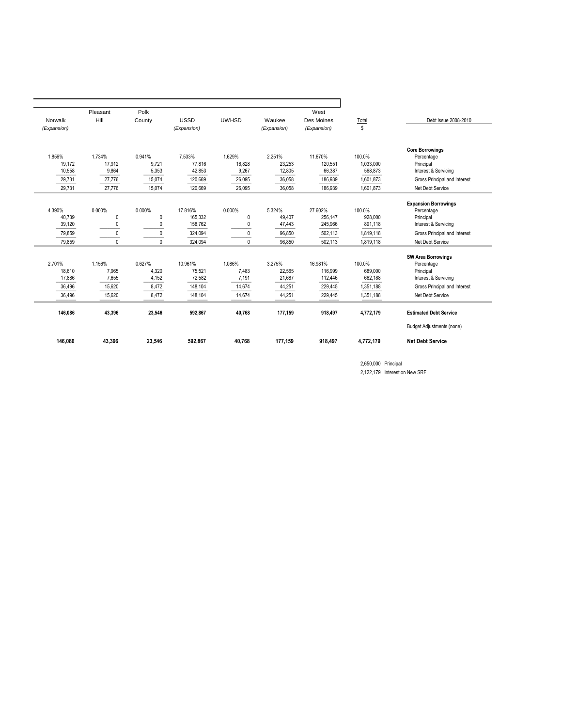| Norwalk (Expansion) | Pleasant Hill | Polk County | USSD (Expansion) | UWHSD | Waukee (Expansion) | West Des Moines (Expansion) | Total $ | Debt Issue 2008-2010 |
|---|---|---|---|---|---|---|---|---|
| | | | | | | | | **Core Borrowings** |
| 1.856% | 1.734% | 0.941% | 7.533% | 1.629% | 2.251% | 11.670% | 100.0% | Percentage |
| 19,172 | 17,912 | 9,721 | 77,816 | 16,828 | 23,253 | 120,551 | 1,033,000 | Principal |
| 10,558 | 9,864 | 5,353 | 42,853 | 9,267 | 12,805 | 66,387 | 568,873 | Interest & Servicing |
| 29,731 | 27,776 | 15,074 | 120,669 | 26,095 | 36,058 | 186,939 | 1,601,873 | Gross Principal and Interest |
| 29,731 | 27,776 | 15,074 | 120,669 | 26,095 | 36,058 | 186,939 | 1,601,873 | Net Debt Service |
| | | | | | | | | **Expansion Borrowings** |
| 4.390% | 0.000% | 0.000% | 17.816% | 0.000% | 5.324% | 27.602% | 100.0% | Percentage |
| 40,739 | 0 | 0 | 165,332 | 0 | 49,407 | 256,147 | 928,000 | Principal |
| 39,120 | 0 | 0 | 158,762 | 0 | 47,443 | 245,966 | 891,118 | Interest & Servicing |
| 79,859 | 0 | 0 | 324,094 | 0 | 96,850 | 502,113 | 1,819,118 | Gross Principal and Interest |
| 79,859 | 0 | 0 | 324,094 | 0 | 96,850 | 502,113 | 1,819,118 | Net Debt Service |
| | | | | | | | | **SW Area Borrowings** |
| 2.701% | 1.156% | 0.627% | 10.961% | 1.086% | 3.275% | 16.981% | 100.0% | Percentage |
| 18,610 | 7,965 | 4,320 | 75,521 | 7,483 | 22,565 | 116,999 | 689,000 | Principal |
| 17,886 | 7,655 | 4,152 | 72,582 | 7,191 | 21,687 | 112,446 | 662,188 | Interest & Servicing |
| 36,496 | 15,620 | 8,472 | 148,104 | 14,674 | 44,251 | 229,445 | 1,351,188 | Gross Principal and Interest |
| 36,496 | 15,620 | 8,472 | 148,104 | 14,674 | 44,251 | 229,445 | 1,351,188 | Net Debt Service |
| **146,086** | **43,396** | **23,546** | **592,867** | **40,768** | **177,159** | **918,497** | **4,772,179** | **Estimated Debt Service** |
| | | | | | | | | Budget Adjustments (none) |
| **146,086** | **43,396** | **23,546** | **592,867** | **40,768** | **177,159** | **918,497** | **4,772,179** | **Net Debt Service** |

2,650,000 Principal

2,122,179 Interest on New SRF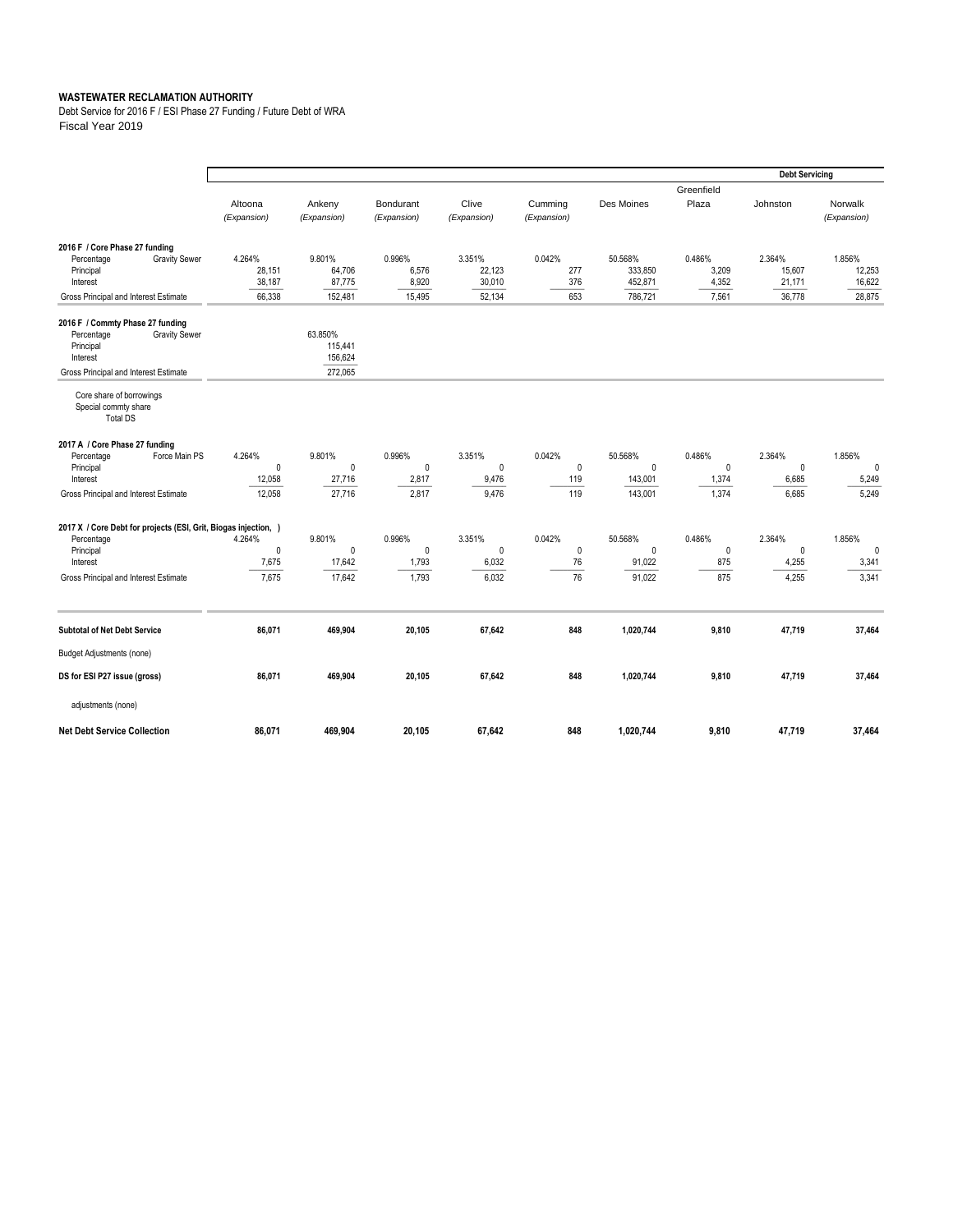**WASTEWATER RECLAMATION AUTHORITY**

Debt Service for 2016 F / ESI Phase 27 Funding / Future Debt of WRA

Fiscal Year 2019

| | | | | | | | | Debt Servicing | |
|---|---|---|---|---|---|---|---|---|---|
| | Altoona (Expansion) | Ankeny (Expansion) | Bondurant (Expansion) | Clive (Expansion) | Cumming (Expansion) | Des Moines | Greenfield Plaza | Johnston | Norwalk (Expansion) |
| **2016 F / Core Phase 27 funding** | | | | | | | | | |
| Percentage — Gravity Sewer | 4.264% | 9.801% | 0.996% | 3.351% | 0.042% | 50.568% | 0.486% | 2.364% | 1.856% |
| Principal | 28,151 | 64,706 | 6,576 | 22,123 | 277 | 333,850 | 3,209 | 15,607 | 12,253 |
| Interest | 38,187 | 87,775 | 8,920 | 30,010 | 376 | 452,871 | 4,352 | 21,171 | 16,622 |
| Gross Principal and Interest Estimate | 66,338 | 152,481 | 15,495 | 52,134 | 653 | 786,721 | 7,561 | 36,778 | 28,875 |
| **2016 F / Commty Phase 27 funding** | | | | | | | | | |
| Percentage — Gravity Sewer | | 63.850% | | | | | | | |
| Principal | | 115,441 | | | | | | | |
| Interest | | 156,624 | | | | | | | |
| Gross Principal and Interest Estimate | | 272,065 | | | | | | | |
| Core share of borrowings | | | | | | | | | |
| Special commty share | | | | | | | | | |
| Total DS | | | | | | | | | |
| **2017 A / Core Phase 27 funding** | | | | | | | | | |
| Percentage — Force Main PS | 4.264% | 9.801% | 0.996% | 3.351% | 0.042% | 50.568% | 0.486% | 2.364% | 1.856% |
| Principal | 0 | 0 | 0 | 0 | 0 | 0 | 0 | 0 | 0 |
| Interest | 12,058 | 27,716 | 2,817 | 9,476 | 119 | 143,001 | 1,374 | 6,685 | 5,249 |
| Gross Principal and Interest Estimate | 12,058 | 27,716 | 2,817 | 9,476 | 119 | 143,001 | 1,374 | 6,685 | 5,249 |
| **2017 X / Core Debt for projects (ESI, Grit, Biogas injection, )** | | | | | | | | | |
| Percentage | 4.264% | 9.801% | 0.996% | 3.351% | 0.042% | 50.568% | 0.486% | 2.364% | 1.856% |
| Principal | 0 | 0 | 0 | 0 | 0 | 0 | 0 | 0 | 0 |
| Interest | 7,675 | 17,642 | 1,793 | 6,032 | 76 | 91,022 | 875 | 4,255 | 3,341 |
| Gross Principal and Interest Estimate | 7,675 | 17,642 | 1,793 | 6,032 | 76 | 91,022 | 875 | 4,255 | 3,341 |
| **Subtotal of Net Debt Service** | **86,071** | **469,904** | **20,105** | **67,642** | **848** | **1,020,744** | **9,810** | **47,719** | **37,464** |
| Budget Adjustments (none) | | | | | | | | | |
| **DS for ESI P27 issue (gross)** | **86,071** | **469,904** | **20,105** | **67,642** | **848** | **1,020,744** | **9,810** | **47,719** | **37,464** |
| adjustments (none) | | | | | | | | | |
| **Net Debt Service Collection** | **86,071** | **469,904** | **20,105** | **67,642** | **848** | **1,020,744** | **9,810** | **47,719** | **37,464** |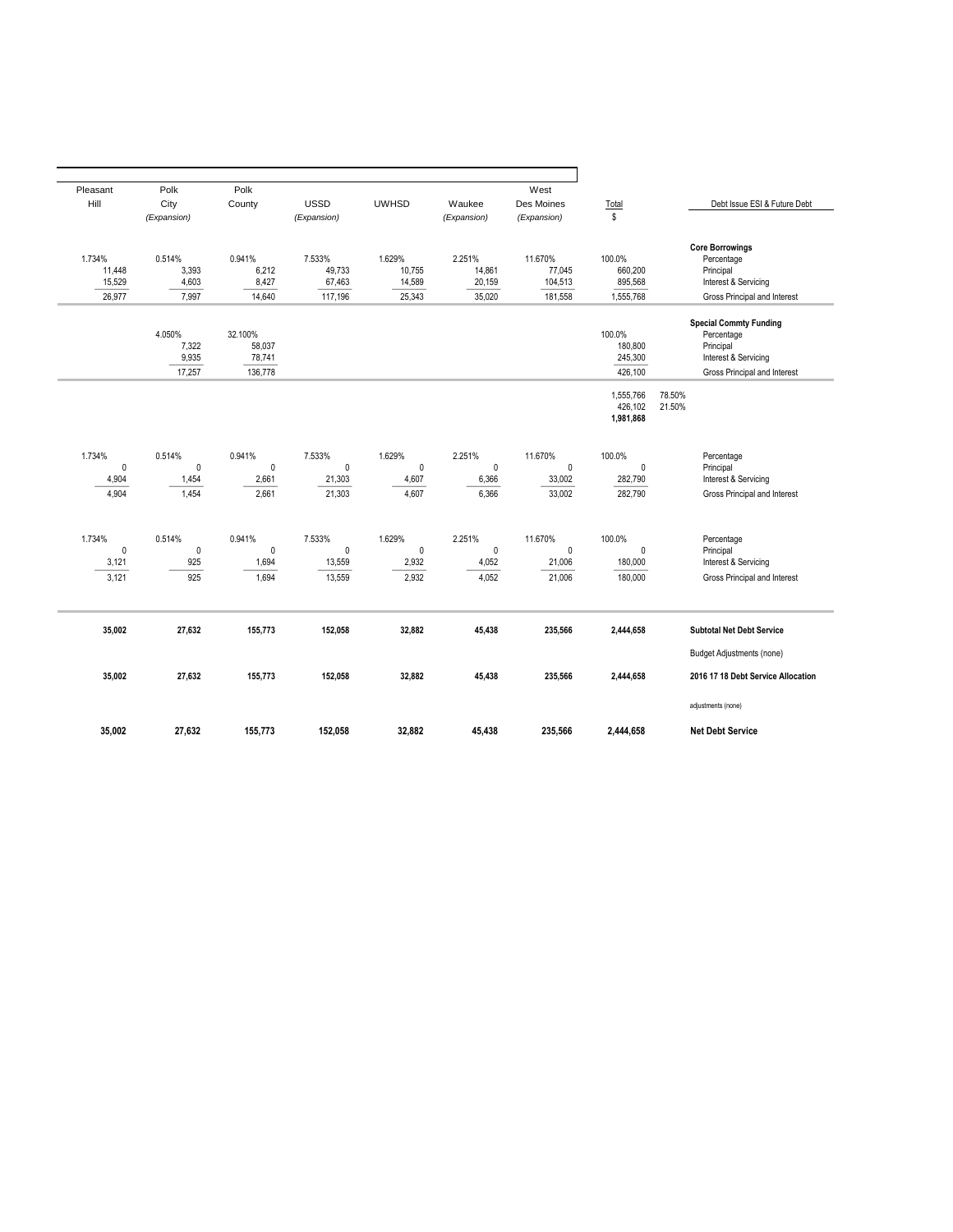| Pleasant Hill | Polk City *(Expansion)* | Polk County | USSD *(Expansion)* | UWHSD | Waukee *(Expansion)* | West Des Moines *(Expansion)* | Total $ | | Debt Issue ESI & Future Debt |
|---|---|---|---|---|---|---|---|---|---|
| | | | | | | | | | **Core Borrowings** |
| 1.734% | 0.514% | 0.941% | 7.533% | 1.629% | 2.251% | 11.670% | 100.0% | | Percentage |
| 11,448 | 3,393 | 6,212 | 49,733 | 10,755 | 14,861 | 77,045 | 660,200 | | Principal |
| 15,529 | 4,603 | 8,427 | 67,463 | 14,589 | 20,159 | 104,513 | 895,568 | | Interest & Servicing |
| 26,977 | 7,997 | 14,640 | 117,196 | 25,343 | 35,020 | 181,558 | 1,555,768 | | Gross Principal and Interest |
| | | | | | | | | | **Special Commty Funding** |
| | 4.050% | 32.100% | | | | | 100.0% | | Percentage |
| | 7,322 | 58,037 | | | | | 180,800 | | Principal |
| | 9,935 | 78,741 | | | | | 245,300 | | Interest & Servicing |
| | 17,257 | 136,778 | | | | | 426,100 | | Gross Principal and Interest |
| | | | | | | | 1,555,766 | 78.50% | |
| | | | | | | | 426,102 | 21.50% | |
| | | | | | | | **1,981,868** | | |
| 1.734% | 0.514% | 0.941% | 7.533% | 1.629% | 2.251% | 11.670% | 100.0% | | Percentage |
| 0 | 0 | 0 | 0 | 0 | 0 | 0 | 0 | | Principal |
| 4,904 | 1,454 | 2,661 | 21,303 | 4,607 | 6,366 | 33,002 | 282,790 | | Interest & Servicing |
| 4,904 | 1,454 | 2,661 | 21,303 | 4,607 | 6,366 | 33,002 | 282,790 | | Gross Principal and Interest |
| 1.734% | 0.514% | 0.941% | 7.533% | 1.629% | 2.251% | 11.670% | 100.0% | | Percentage |
| 0 | 0 | 0 | 0 | 0 | 0 | 0 | 0 | | Principal |
| 3,121 | 925 | 1,694 | 13,559 | 2,932 | 4,052 | 21,006 | 180,000 | | Interest & Servicing |
| 3,121 | 925 | 1,694 | 13,559 | 2,932 | 4,052 | 21,006 | 180,000 | | Gross Principal and Interest |
| **35,002** | **27,632** | **155,773** | **152,058** | **32,882** | **45,438** | **235,566** | **2,444,658** | | **Subtotal Net Debt Service** |
| | | | | | | | | | Budget Adjustments (none) |
| **35,002** | **27,632** | **155,773** | **152,058** | **32,882** | **45,438** | **235,566** | **2,444,658** | | **2016 17 18 Debt Service Allocation** |
| | | | | | | | | | adjustments (none) |
| **35,002** | **27,632** | **155,773** | **152,058** | **32,882** | **45,438** | **235,566** | **2,444,658** | | **Net Debt Service** |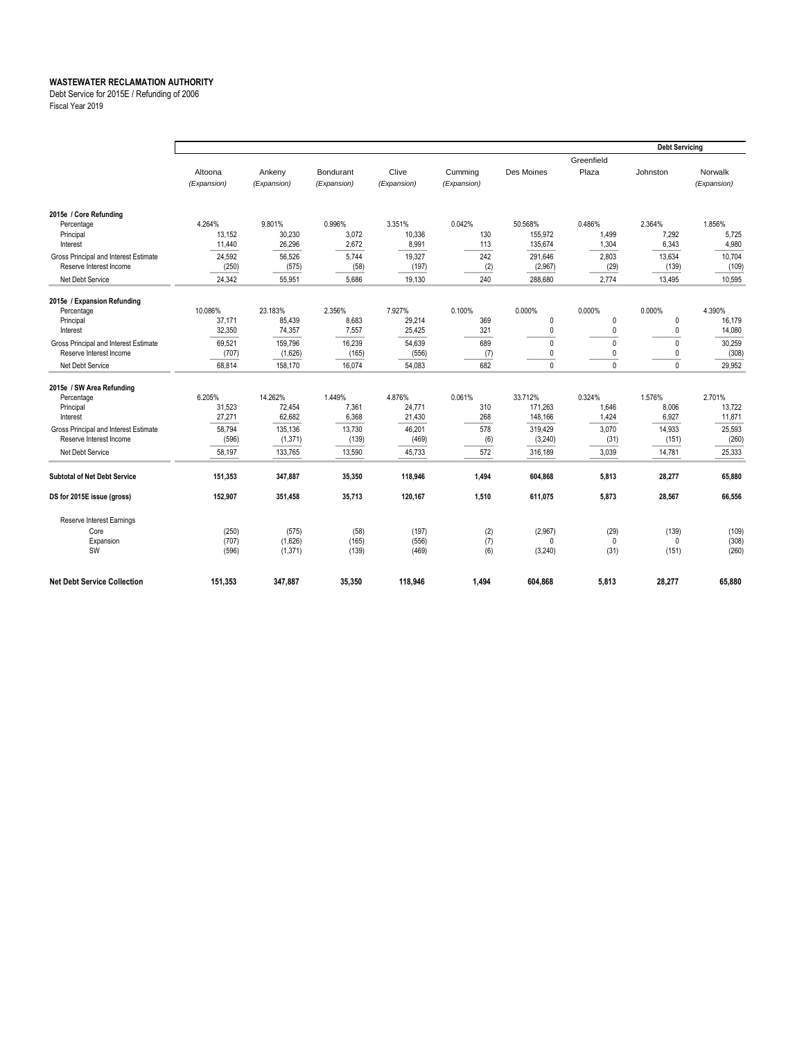**WASTEWATER RECLAMATION AUTHORITY**

Debt Service for 2015E / Refunding of 2006

Fiscal Year 2019

| | | | | | | | | Debt Servicing | |
|---|---|---|---|---|---|---|---|---|---|
| | Altoona (Expansion) | Ankeny (Expansion) | Bondurant (Expansion) | Clive (Expansion) | Cumming (Expansion) | Des Moines | Greenfield Plaza | Johnston | Norwalk (Expansion) |
| **2015e / Core Refunding** | | | | | | | | | |
| Percentage | 4.264% | 9.801% | 0.996% | 3.351% | 0.042% | 50.568% | 0.486% | 2.364% | 1.856% |
| Principal | 13,152 | 30,230 | 3,072 | 10,336 | 130 | 155,972 | 1,499 | 7,292 | 5,725 |
| Interest | 11,440 | 26,296 | 2,672 | 8,991 | 113 | 135,674 | 1,304 | 6,343 | 4,980 |
| Gross Principal and Interest Estimate | 24,592 | 56,526 | 5,744 | 19,327 | 242 | 291,646 | 2,803 | 13,634 | 10,704 |
| Reserve Interest Income | (250) | (575) | (58) | (197) | (2) | (2,967) | (29) | (139) | (109) |
| Net Debt Service | 24,342 | 55,951 | 5,686 | 19,130 | 240 | 288,680 | 2,774 | 13,495 | 10,595 |
| **2015e / Expansion Refunding** | | | | | | | | | |
| Percentage | 10.086% | 23.183% | 2.356% | 7.927% | 0.100% | 0.000% | 0.000% | 0.000% | 4.390% |
| Principal | 37,171 | 85,439 | 8,683 | 29,214 | 369 | 0 | 0 | 0 | 16,179 |
| Interest | 32,350 | 74,357 | 7,557 | 25,425 | 321 | 0 | 0 | 0 | 14,080 |
| Gross Principal and Interest Estimate | 69,521 | 159,796 | 16,239 | 54,639 | 689 | 0 | 0 | 0 | 30,259 |
| Reserve Interest Income | (707) | (1,626) | (165) | (556) | (7) | 0 | 0 | 0 | (308) |
| Net Debt Service | 68,814 | 158,170 | 16,074 | 54,083 | 682 | 0 | 0 | 0 | 29,952 |
| **2015e / SW Area Refunding** | | | | | | | | | |
| Percentage | 6.205% | 14.262% | 1.449% | 4.876% | 0.061% | 33.712% | 0.324% | 1.576% | 2.701% |
| Principal | 31,523 | 72,454 | 7,361 | 24,771 | 310 | 171,263 | 1,646 | 8,006 | 13,722 |
| Interest | 27,271 | 62,682 | 6,368 | 21,430 | 268 | 148,166 | 1,424 | 6,927 | 11,871 |
| Gross Principal and Interest Estimate | 58,794 | 135,136 | 13,730 | 46,201 | 578 | 319,429 | 3,070 | 14,933 | 25,593 |
| Reserve Interest Income | (596) | (1,371) | (139) | (469) | (6) | (3,240) | (31) | (151) | (260) |
| Net Debt Service | 58,197 | 133,765 | 13,590 | 45,733 | 572 | 316,189 | 3,039 | 14,781 | 25,333 |
| **Subtotal of Net Debt Service** | **151,353** | **347,887** | **35,350** | **118,946** | **1,494** | **604,868** | **5,813** | **28,277** | **65,880** |
| **DS for 2015E issue (gross)** | **152,907** | **351,458** | **35,713** | **120,167** | **1,510** | **611,075** | **5,873** | **28,567** | **66,556** |
| Reserve Interest Earnings | | | | | | | | | |
| Core | (250) | (575) | (58) | (197) | (2) | (2,967) | (29) | (139) | (109) |
| Expansion | (707) | (1,626) | (165) | (556) | (7) | 0 | 0 | 0 | (308) |
| SW | (596) | (1,371) | (139) | (469) | (6) | (3,240) | (31) | (151) | (260) |
| **Net Debt Service Collection** | **151,353** | **347,887** | **35,350** | **118,946** | **1,494** | **604,868** | **5,813** | **28,277** | **65,880** |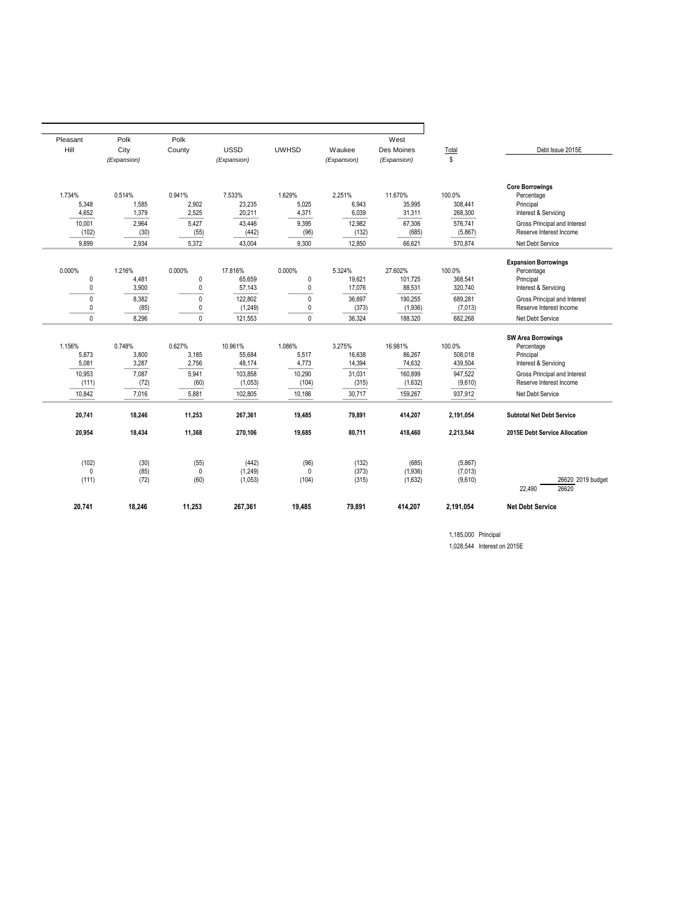| Pleasant Hill | Polk City (Expansion) | Polk County | USSD (Expansion) | UWHSD | Waukee (Expansion) | West Des Moines (Expansion) | Total $ | Debt Issue 2015E |
|---|---|---|---|---|---|---|---|---|
| | | | | | | | | **Core Borrowings** |
| 1.734% | 0.514% | 0.941% | 7.533% | 1.629% | 2.251% | 11.670% | 100.0% | Percentage |
| 5,348 | 1,585 | 2,902 | 23,235 | 5,025 | 6,943 | 35,995 | 308,441 | Principal |
| 4,652 | 1,379 | 2,525 | 20,211 | 4,371 | 6,039 | 31,311 | 268,300 | Interest & Servicing |
| 10,001 | 2,964 | 5,427 | 43,446 | 9,395 | 12,982 | 67,306 | 576,741 | Gross Principal and Interest |
| (102) | (30) | (55) | (442) | (96) | (132) | (685) | (5,867) | Reserve Interest Income |
| 9,899 | 2,934 | 5,372 | 43,004 | 9,300 | 12,850 | 66,621 | 570,874 | Net Debt Service |
| | | | | | | | | **Expansion Borrowings** |
| 0.000% | 1.216% | 0.000% | 17.816% | 0.000% | 5.324% | 27.602% | 100.0% | Percentage |
| 0 | 4,481 | 0 | 65,659 | 0 | 19,621 | 101,725 | 368,541 | Principal |
| 0 | 3,900 | 0 | 57,143 | 0 | 17,076 | 88,531 | 320,740 | Interest & Servicing |
| 0 | 8,382 | 0 | 122,802 | 0 | 36,697 | 190,255 | 689,281 | Gross Principal and Interest |
| 0 | (85) | 0 | (1,249) | 0 | (373) | (1,936) | (7,013) | Reserve Interest Income |
| 0 | 8,296 | 0 | 121,553 | 0 | 36,324 | 188,320 | 682,268 | Net Debt Service |
| | | | | | | | | **SW Area Borrowings** |
| 1.156% | 0.748% | 0.627% | 10.961% | 1.086% | 3.275% | 16.981% | 100.0% | Percentage |
| 5,873 | 3,800 | 3,185 | 55,684 | 5,517 | 16,638 | 86,267 | 508,018 | Principal |
| 5,081 | 3,287 | 2,756 | 48,174 | 4,773 | 14,394 | 74,632 | 439,504 | Interest & Servicing |
| 10,953 | 7,087 | 5,941 | 103,858 | 10,290 | 31,031 | 160,899 | 947,522 | Gross Principal and Interest |
| (111) | (72) | (60) | (1,053) | (104) | (315) | (1,632) | (9,610) | Reserve Interest Income |
| 10,842 | 7,016 | 5,881 | 102,805 | 10,186 | 30,717 | 159,267 | 937,912 | Net Debt Service |
| **20,741** | **18,246** | **11,253** | **267,361** | **19,485** | **79,891** | **414,207** | **2,191,054** | **Subtotal Net Debt Service** |
| **20,954** | **18,434** | **11,368** | **270,106** | **19,685** | **80,711** | **418,460** | **2,213,544** | **2015E Debt Service Allocation** |
| (102) | (30) | (55) | (442) | (96) | (132) | (685) | (5,867) | |
| 0 | (85) | 0 | (1,249) | 0 | (373) | (1,936) | (7,013) | |
| (111) | (72) | (60) | (1,053) | (104) | (315) | (1,632) | (9,610) | 26620 2019 budget |
| | | | | | | | | 22,490 26620 |
| **20,741** | **18,246** | **11,253** | **267,361** | **19,485** | **79,891** | **414,207** | **2,191,054** | **Net Debt Service** |

1,185,000 Principal

1,028,544 Interest on 2015E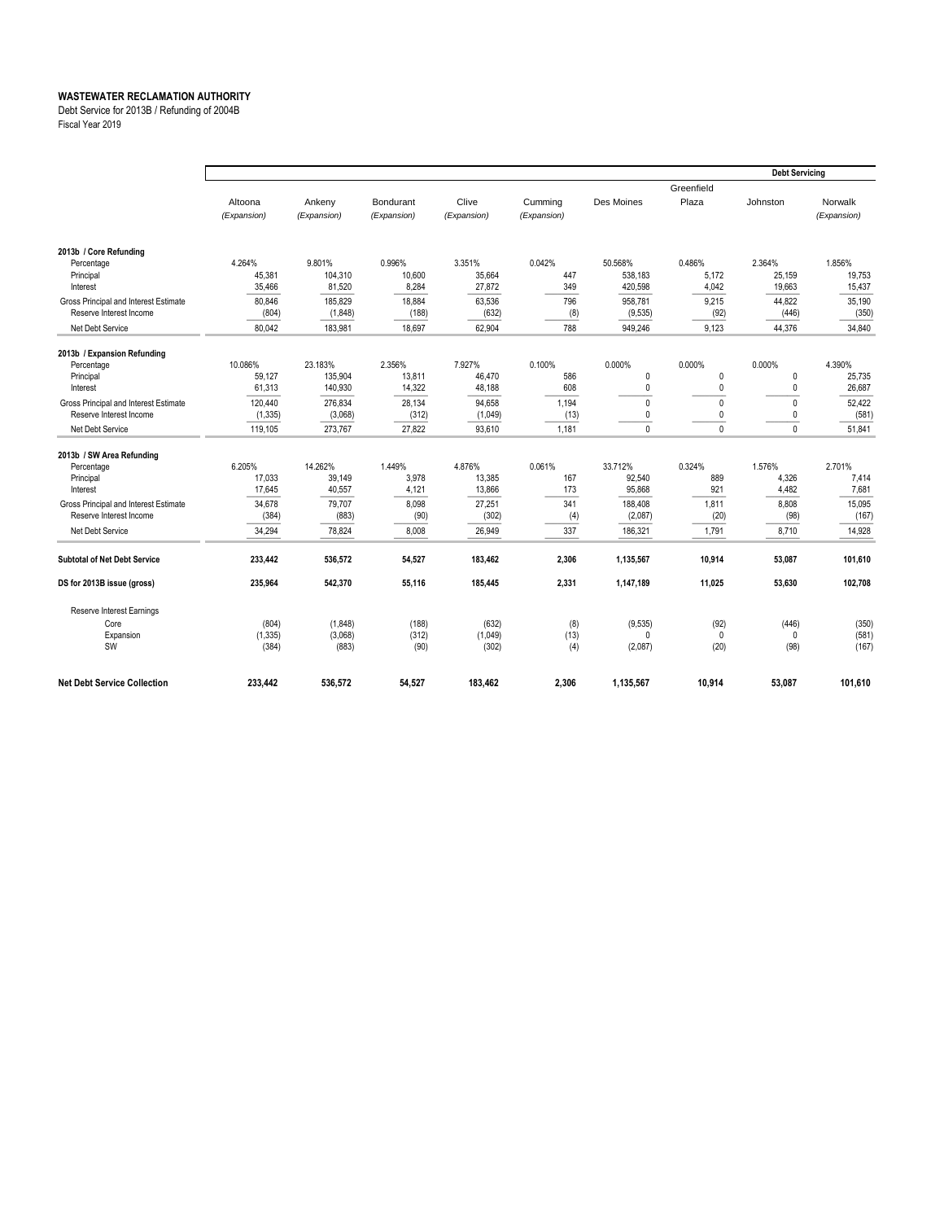**WASTEWATER RECLAMATION AUTHORITY**
Debt Service for 2013B / Refunding of 2004B
Fiscal Year 2019

| | Altoona *(Expansion)* | Ankeny *(Expansion)* | Bondurant *(Expansion)* | Clive *(Expansion)* | Cumming *(Expansion)* | Des Moines | Greenfield Plaza | Johnston | Norwalk *(Expansion)* |
|---|---|---|---|---|---|---|---|---|---|
| | | | | | | | | **Debt Servicing** | |
| **2013b / Core Refunding** | | | | | | | | | |
| Percentage | 4.264% | 9.801% | 0.996% | 3.351% | 0.042% | 50.568% | 0.486% | 2.364% | 1.856% |
| Principal | 45,381 | 104,310 | 10,600 | 35,664 | 447 | 538,183 | 5,172 | 25,159 | 19,753 |
| Interest | 35,466 | 81,520 | 8,284 | 27,872 | 349 | 420,598 | 4,042 | 19,663 | 15,437 |
| Gross Principal and Interest Estimate | 80,846 | 185,829 | 18,884 | 63,536 | 796 | 958,781 | 9,215 | 44,822 | 35,190 |
| Reserve Interest Income | (804) | (1,848) | (188) | (632) | (8) | (9,535) | (92) | (446) | (350) |
| Net Debt Service | 80,042 | 183,981 | 18,697 | 62,904 | 788 | 949,246 | 9,123 | 44,376 | 34,840 |
| **2013b / Expansion Refunding** | | | | | | | | | |
| Percentage | 10.086% | 23.183% | 2.356% | 7.927% | 0.100% | 0.000% | 0.000% | 0.000% | 4.390% |
| Principal | 59,127 | 135,904 | 13,811 | 46,470 | 586 | 0 | 0 | 0 | 25,735 |
| Interest | 61,313 | 140,930 | 14,322 | 48,188 | 608 | 0 | 0 | 0 | 26,687 |
| Gross Principal and Interest Estimate | 120,440 | 276,834 | 28,134 | 94,658 | 1,194 | 0 | 0 | 0 | 52,422 |
| Reserve Interest Income | (1,335) | (3,068) | (312) | (1,049) | (13) | 0 | 0 | 0 | (581) |
| Net Debt Service | 119,105 | 273,767 | 27,822 | 93,610 | 1,181 | 0 | 0 | 0 | 51,841 |
| **2013b / SW Area Refunding** | | | | | | | | | |
| Percentage | 6.205% | 14.262% | 1.449% | 4.876% | 0.061% | 33.712% | 0.324% | 1.576% | 2.701% |
| Principal | 17,033 | 39,149 | 3,978 | 13,385 | 167 | 92,540 | 889 | 4,326 | 7,414 |
| Interest | 17,645 | 40,557 | 4,121 | 13,866 | 173 | 95,868 | 921 | 4,482 | 7,681 |
| Gross Principal and Interest Estimate | 34,678 | 79,707 | 8,098 | 27,251 | 341 | 188,408 | 1,811 | 8,808 | 15,095 |
| Reserve Interest Income | (384) | (883) | (90) | (302) | (4) | (2,087) | (20) | (98) | (167) |
| Net Debt Service | 34,294 | 78,824 | 8,008 | 26,949 | 337 | 186,321 | 1,791 | 8,710 | 14,928 |
| **Subtotal of Net Debt Service** | **233,442** | **536,572** | **54,527** | **183,462** | **2,306** | **1,135,567** | **10,914** | **53,087** | **101,610** |
| **DS for 2013B issue (gross)** | **235,964** | **542,370** | **55,116** | **185,445** | **2,331** | **1,147,189** | **11,025** | **53,630** | **102,708** |
| Reserve Interest Earnings | | | | | | | | | |
| Core | (804) | (1,848) | (188) | (632) | (8) | (9,535) | (92) | (446) | (350) |
| Expansion | (1,335) | (3,068) | (312) | (1,049) | (13) | 0 | 0 | 0 | (581) |
| SW | (384) | (883) | (90) | (302) | (4) | (2,087) | (20) | (98) | (167) |
| **Net Debt Service Collection** | **233,442** | **536,572** | **54,527** | **183,462** | **2,306** | **1,135,567** | **10,914** | **53,087** | **101,610** |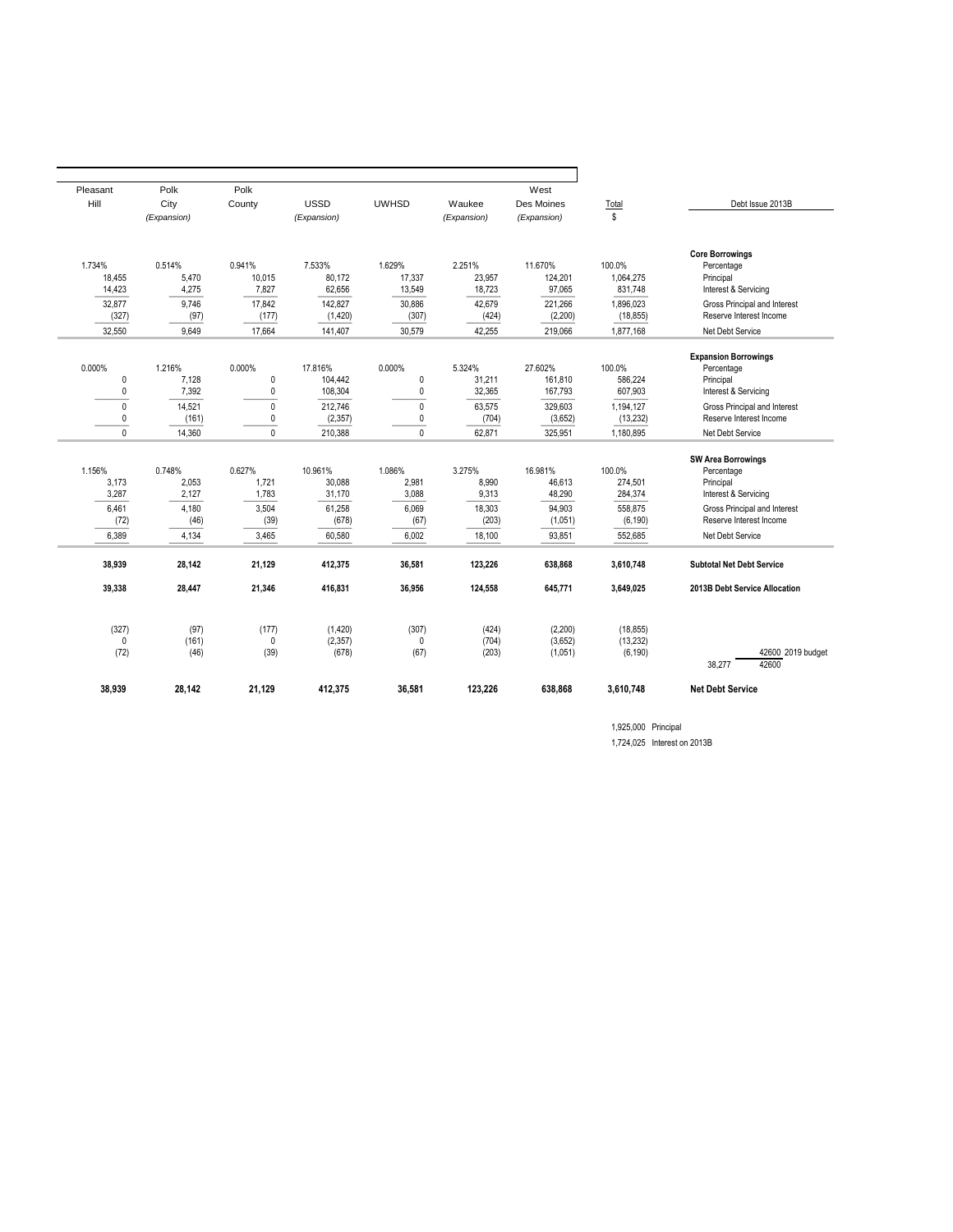| Pleasant Hill | Polk City *(Expansion)* | Polk County | USSD *(Expansion)* | UWHSD | Waukee *(Expansion)* | West Des Moines *(Expansion)* | Total $ | Debt Issue 2013B |
|---|---|---|---|---|---|---|---|---|
| | | | | | | | | **Core Borrowings** |
| 1.734% | 0.514% | 0.941% | 7.533% | 1.629% | 2.251% | 11.670% | 100.0% | Percentage |
| 18,455 | 5,470 | 10,015 | 80,172 | 17,337 | 23,957 | 124,201 | 1,064,275 | Principal |
| 14,423 | 4,275 | 7,827 | 62,656 | 13,549 | 18,723 | 97,065 | 831,748 | Interest & Servicing |
| 32,877 | 9,746 | 17,842 | 142,827 | 30,886 | 42,679 | 221,266 | 1,896,023 | Gross Principal and Interest |
| (327) | (97) | (177) | (1,420) | (307) | (424) | (2,200) | (18,855) | Reserve Interest Income |
| 32,550 | 9,649 | 17,664 | 141,407 | 30,579 | 42,255 | 219,066 | 1,877,168 | Net Debt Service |
| | | | | | | | | **Expansion Borrowings** |
| 0.000% | 1.216% | 0.000% | 17.816% | 0.000% | 5.324% | 27.602% | 100.0% | Percentage |
| 0 | 7,128 | 0 | 104,442 | 0 | 31,211 | 161,810 | 586,224 | Principal |
| 0 | 7,392 | 0 | 108,304 | 0 | 32,365 | 167,793 | 607,903 | Interest & Servicing |
| 0 | 14,521 | 0 | 212,746 | 0 | 63,575 | 329,603 | 1,194,127 | Gross Principal and Interest |
| 0 | (161) | 0 | (2,357) | 0 | (704) | (3,652) | (13,232) | Reserve Interest Income |
| 0 | 14,360 | 0 | 210,388 | 0 | 62,871 | 325,951 | 1,180,895 | Net Debt Service |
| | | | | | | | | **SW Area Borrowings** |
| 1.156% | 0.748% | 0.627% | 10.961% | 1.086% | 3.275% | 16.981% | 100.0% | Percentage |
| 3,173 | 2,053 | 1,721 | 30,088 | 2,981 | 8,990 | 46,613 | 274,501 | Principal |
| 3,287 | 2,127 | 1,783 | 31,170 | 3,088 | 9,313 | 48,290 | 284,374 | Interest & Servicing |
| 6,461 | 4,180 | 3,504 | 61,258 | 6,069 | 18,303 | 94,903 | 558,875 | Gross Principal and Interest |
| (72) | (46) | (39) | (678) | (67) | (203) | (1,051) | (6,190) | Reserve Interest Income |
| 6,389 | 4,134 | 3,465 | 60,580 | 6,002 | 18,100 | 93,851 | 552,685 | Net Debt Service |
| **38,939** | **28,142** | **21,129** | **412,375** | **36,581** | **123,226** | **638,868** | **3,610,748** | **Subtotal Net Debt Service** |
| **39,338** | **28,447** | **21,346** | **416,831** | **36,956** | **124,558** | **645,771** | **3,649,025** | **2013B Debt Service Allocation** |
| (327) | (97) | (177) | (1,420) | (307) | (424) | (2,200) | (18,855) | |
| 0 | (161) | 0 | (2,357) | 0 | (704) | (3,652) | (13,232) | |
| (72) | (46) | (39) | (678) | (67) | (203) | (1,051) | (6,190) | 42600 2019 budget |
| | | | | | | | | 38,277 42600 |
| **38,939** | **28,142** | **21,129** | **412,375** | **36,581** | **123,226** | **638,868** | **3,610,748** | **Net Debt Service** |

1,925,000 Principal

1,724,025 Interest on 2013B